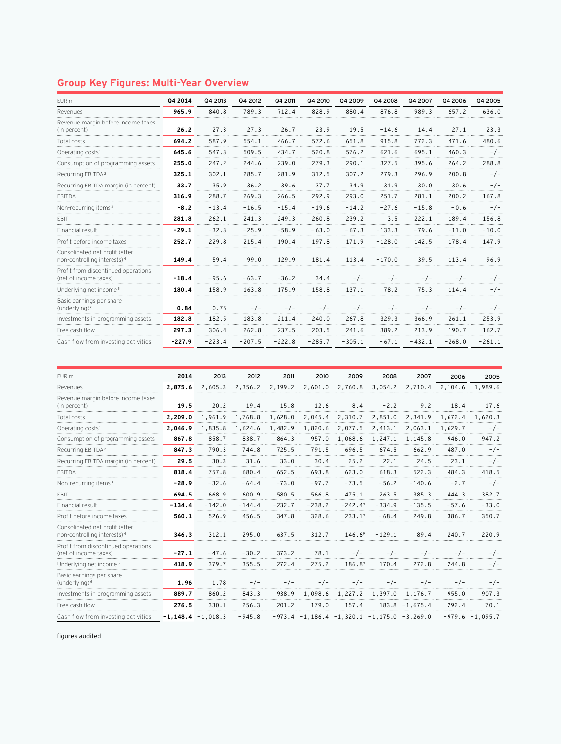## Group Key Figures: Multi-Year Overview

| EUR m | Q4 2014 | Q4 2013 | Q4 2012 | Q4 2011 | Q4 2010 | Q4 2009 | Q4 2008 | Q4 2007 | Q4 2006 | Q4 2005 |
|---|---|---|---|---|---|---|---|---|---|---|
| Revenues | **965.9** | 840.8 | 789.3 | 712.4 | 828.9 | 880.4 | 876.8 | 989.3 | 657.2 | 636.0 |
| Revenue margin before income taxes (in percent) | **26.2** | 27.3 | 27.3 | 26.7 | 23.9 | 19.5 | −14.6 | 14.4 | 27.1 | 23.3 |
| Total costs | **694.2** | 587.9 | 554.1 | 466.7 | 572.6 | 651.8 | 915.8 | 772.3 | 471.6 | 480.6 |
| Operating costs[1] | **645.6** | 547.3 | 509.5 | 434.7 | 520.8 | 576.2 | 621.6 | 695.1 | 460.3 | −/− |
| Consumption of programming assets | **255.0** | 247.2 | 244.6 | 239.0 | 279.3 | 290.1 | 327.5 | 395.6 | 264.2 | 288.8 |
| Recurring EBITDA[2] | **325.1** | 302.1 | 285.7 | 281.9 | 312.5 | 307.2 | 279.3 | 296.9 | 200.8 | −/− |
| Recurring EBITDA margin (in percent) | **33.7** | 35.9 | 36.2 | 39.6 | 37.7 | 34.9 | 31.9 | 30.0 | 30.6 | −/− |
| EBITDA | **316.9** | 288.7 | 269.3 | 266.5 | 292.9 | 293.0 | 251.7 | 281.1 | 200.2 | 167.8 |
| Non-recurring items[3] | **−8.2** | −13.4 | −16.5 | −15.4 | −19.6 | −14.2 | −27.6 | −15.8 | −0.6 | −/− |
| EBIT | **281.8** | 262.1 | 241.3 | 249.3 | 260.8 | 239.2 | 3.5 | 222.1 | 189.4 | 156.8 |
| Financial result | **−29.1** | −32.3 | −25.9 | −58.9 | −63.0 | −67.3 | −133.3 | −79.6 | −11.0 | −10.0 |
| Profit before income taxes | **252.7** | 229.8 | 215.4 | 190.4 | 197.8 | 171.9 | −128.0 | 142.5 | 178.4 | 147.9 |
| Consolidated net profit (after non-controlling interests)[4] | **149.4** | 59.4 | 99.0 | 129.9 | 181.4 | 113.4 | −170.0 | 39.5 | 113.4 | 96.9 |
| Profit from discontinued operations (net of income taxes) | **−18.4** | −95.6 | −63.7 | −36.2 | 34.4 | −/− | −/− | −/− | −/− | −/− |
| Underlying net income[5] | **180.4** | 158.9 | 163.8 | 175.9 | 158.8 | 137.1 | 78.2 | 75.3 | 114.4 | −/− |
| Basic earnings per share (underlying)[6] | **0.84** | 0.75 | −/− | −/− | −/− | −/− | −/− | −/− | −/− | −/− |
| Investments in programming assets | **182.8** | 182.5 | 183.8 | 211.4 | 240.0 | 267.8 | 329.3 | 366.9 | 261.1 | 253.9 |
| Free cash flow | **297.3** | 306.4 | 262.8 | 237.5 | 203.5 | 241.6 | 389.2 | 213.9 | 190.7 | 162.7 |
| Cash flow from investing activities | **−227.9** | −223.4 | −207.5 | −222.8 | −285.7 | −305.1 | −67.1 | −432.1 | −268.0 | −261.1 |

| EUR m | 2014 | 2013 | 2012 | 2011 | 2010 | 2009 | 2008 | 2007 | 2006 | 2005 |
|---|---|---|---|---|---|---|---|---|---|---|
| Revenues | **2,875.6** | 2,605.3 | 2,356.2 | 2,199.2 | 2,601.0 | 2,760.8 | 3,054.2 | 2,710.4 | 2,104.6 | 1,989.6 |
| Revenue margin before income taxes (in percent) | **19.5** | 20.2 | 19.4 | 15.8 | 12.6 | 8.4 | −2.2 | 9.2 | 18.4 | 17.6 |
| Total costs | **2,209.0** | 1,961.9 | 1,768.8 | 1,628.0 | 2,045.4 | 2,310.7 | 2,851.0 | 2,341.9 | 1,672.4 | 1,620.3 |
| Operating costs[1] | **2,046.9** | 1,835.8 | 1,624.6 | 1,482.9 | 1,820.6 | 2,077.5 | 2,413.1 | 2,063.1 | 1,629.7 | −/− |
| Consumption of programming assets | **867.8** | 858.7 | 838.7 | 864.3 | 957.0 | 1,068.6 | 1,247.1 | 1,145.8 | 946.0 | 947.2 |
| Recurring EBITDA[2] | **847.3** | 790.3 | 744.8 | 725.5 | 791.5 | 696.5 | 674.5 | 662.9 | 487.0 | −/− |
| Recurring EBITDA margin (in percent) | **29.5** | 30.3 | 31.6 | 33.0 | 30.4 | 25.2 | 22.1 | 24.5 | 23.1 | −/− |
| EBITDA | **818.4** | 757.8 | 680.4 | 652.5 | 693.8 | 623.0 | 618.3 | 522.3 | 484.3 | 418.5 |
| Non-recurring items[3] | **−28.9** | −32.6 | −64.4 | −73.0 | −97.7 | −73.5 | −56.2 | −140.6 | −2.7 | −/− |
| EBIT | **694.5** | 668.9 | 600.9 | 580.5 | 566.8 | 475.1 | 263.5 | 385.3 | 444.3 | 382.7 |
| Financial result | **−134.4** | −142.0 | −144.4 | −232.7 | −238.2 | −242.4[9] | −334.9 | −135.5 | −57.6 | −33.0 |
| Profit before income taxes | **560.1** | 526.9 | 456.5 | 347.8 | 328.6 | 233.1[9] | −68.4 | 249.8 | 386.7 | 350.7 |
| Consolidated net profit (after non-controlling interests)[4] | **346.3** | 312.1 | 295.0 | 637.5 | 312.7 | 146.6[9] | −129.1 | 89.4 | 240.7 | 220.9 |
| Profit from discontinued operations (net of income taxes) | **−27.1** | −47.6 | −30.2 | 373.2 | 78.1 | −/− | −/− | −/− | −/− | −/− |
| Underlying net income[5] | **418.9** | 379.7 | 355.5 | 272.4 | 275.2 | 186.8[9] | 170.4 | 272.8 | 244.8 | −/− |
| Basic earnings per share (underlying)[6] | **1.96** | 1.78 | −/− | −/− | −/− | −/− | −/− | −/− | −/− | −/− |
| Investments in programming assets | **889.7** | 860.2 | 843.3 | 938.9 | 1,098.6 | 1,227.2 | 1,397.0 | 1,176.7 | 955.0 | 907.3 |
| Free cash flow | **276.5** | 330.1 | 256.3 | 201.2 | 179.0 | 157.4 | 183.8 | −1,675.4 | 292.4 | 70.1 |
| Cash flow from investing activities | **−1,148.4** | −1,018.3 | −945.8 | −973.4 | −1,186.4 | −1,320.1 | −1,175.0 | −3,269.0 | −979.6 | −1,095.7 |

figures audited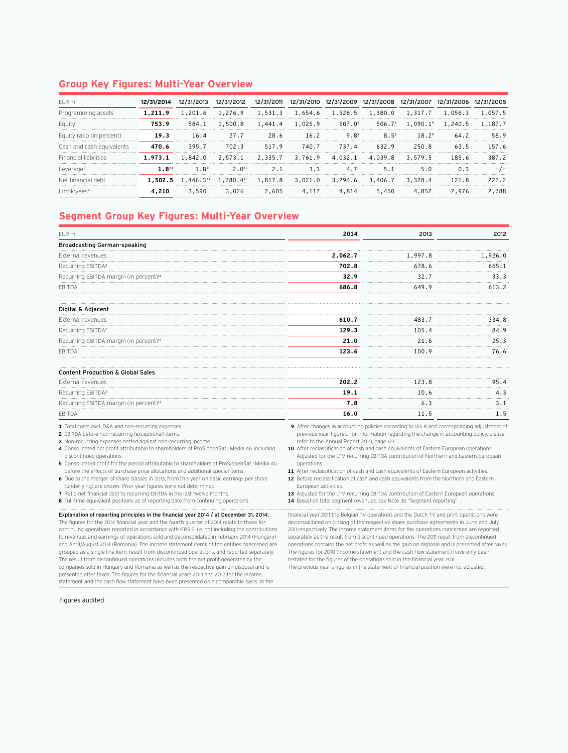## Group Key Figures: Multi-Year Overview

| EUR m | 12/31/2014 | 12/31/2013 | 12/31/2012 | 12/31/2011 | 12/31/2010 | 12/31/2009 | 12/31/2008 | 12/31/2007 | 12/31/2006 | 12/31/2005 |
|---|---|---|---|---|---|---|---|---|---|---|
| Programming assets | **1,211.9** | 1,201.6 | 1,276.9 | 1,531.3 | 1,654.6 | 1,526.5 | 1,380.0 | 1,317.7 | 1,056.3 | 1,057.5 |
| Equity | **753.9** | 584.1 | 1,500.8 | 1,441.4 | 1,025.9 | 607.0[9] | 506.7[9] | 1,090.1[9] | 1,240.5 | 1,187.7 |
| Equity ratio (in percent) | **19.3** | 16.4 | 27.7 | 28.6 | 16.2 | 9.8[9] | 8.5[9] | 18.2[9] | 64.2 | 58.9 |
| Cash and cash equivalents | **470.6** | 395.7 | 702.3 | 517.9 | 740.7 | 737.4 | 632.9 | 250.8 | 63.5 | 157.6 |
| Financial liabilities | **1,973.1** | 1,842.0 | 2,573.1 | 2,335.7 | 3,761.9 | 4,032.1 | 4,039.8 | 3,579.5 | 185.6 | 387.2 |
| Leverage[7] | **1.8[13]** | 1.8[10] | 2.0[12] | 2.1 | 3.3 | 4.7 | 5.1 | 5.0 | 0.3 | -/- |
| Net financial debt | **1,502.5** | 1,446.3[11] | 1,780.4[12] | 1,817.8 | 3,021.0 | 3,294.6 | 3,406.7 | 3,328.4 | 121.8 | 227.2 |
| Employees[8] | **4,210** | 3,590 | 3,026 | 2,605 | 4,117 | 4,814 | 5,450 | 4,852 | 2,976 | 2,788 |

## Segment Group Key Figures: Multi-Year Overview

| EUR m | 2014 | 2013 | 2012 |
|---|---|---|---|
| **Broadcasting German-speaking** | | | |
| External revenues | **2,062.7** | 1,997.8 | 1,926.0 |
| Recurring EBITDA[2] | **702.8** | 678.6 | 665.1 |
| Recurring EBITDA margin (in percent)[14] | **32.9** | 32.7 | 33.3 |
| EBITDA | **686.8** | 649.9 | 613.2 |
| **Digital & Adjacent** | | | |
| External revenues | **610.7** | 483.7 | 334.8 |
| Recurring EBITDA[2] | **129.3** | 105.4 | 84.9 |
| Recurring EBITDA margin (in percent)[14] | **21.0** | 21.6 | 25.3 |
| EBITDA | **123.6** | 100.9 | 76.6 |
| **Content Production & Global Sales** | | | |
| External revenues | **202.2** | 123.8 | 95.4 |
| Recurring EBITDA[2] | **19.1** | 10.6 | 4.3 |
| Recurring EBITDA margin (in percent)[14] | **7.8** | 6.3 | 3.1 |
| EBITDA | **16.0** | 11.5 | 1.5 |

**1** Total costs excl. D&A and non-recurring expenses.
**2** EBITDA before non-recurring (exceptional) items.
**3** Non-recurring expenses netted against non-recurring income.
**4** Consolidated net profit attributable to shareholders of ProSiebenSat.1 Media AG including discontinued operations.
**5** Consolidated profit for the period attributable to shareholders of ProSiebenSat.1 Media AG before the effects of purchase price allocations and additional special items.
**6** Due to the merger of share classes in 2013, from this year on basic earnings per share (underlying) are shown. Prior year figures were not determined.
**7** Ratio net financial debt to recurring EBITDA in the last twelve months.
**8** Full-time equivalent positions as of reporting date from continuing operations.
**9** After changes in accounting policies according to IAS 8 and corresponding adjustment of previous-year figures. For information regarding the change in accounting policy, please refer to the Annual Report 2010, page 123.
**10** After reclassification of cash and cash equivalents of Eastern European operations. Adjusted for the LTM recurring EBITDA contribution of Northern and Eastern European operations.
**11** After reclassification of cash and cash equivalents of Eastern European activities.
**12** Before reclassification of cash and cash equivalents from the Northern and Eastern European activities.
**13** Adjusted for the LTM recurring EBITDA contribution of Eastern European operations.
**14** Based on total segment revenues, see Note 36 "Segment reporting".

**Explanation of reporting principles in the financial year 2014 / at December 31, 2014:** The figures for the 2014 financial year and the fourth quarter of 2014 relate to those for continuing operations reported in accordance with IFRS 5, i.e. not including the contributions to revenues and earnings of operations sold and deconsolidated in February 2014 (Hungary) and April/August 2014 (Romania). The income statement items of the entities concerned are grouped as a single line item, result from discontinued operations, and reported separately. The result from discontinued operations includes both the net profit generated by the companies sold in Hungary and Romania as well as the respective gain on disposal and is presented after taxes. The figures for the financial years 2013 and 2012 for the income statement and the cash flow statement have been presented on a comparable basis. In the financial year 2011 the Belgian TV operations and the Dutch TV and print operations were deconsolidated on closing of the respective share purchase agreements in June and July 2011 respectively. The income statement items for the operations concerned are reported separately as the result from discontinued operations. The 2011 result from discontinued operations contains the net profit as well as the gain on disposal and is presented after taxes. The figures for 2010 (income statement and the cash flow statement) have only been restated for the figures of the operations sold in the financial year 2011.
The previous year's figures in the statement of financial position were not adjusted.

figures audited